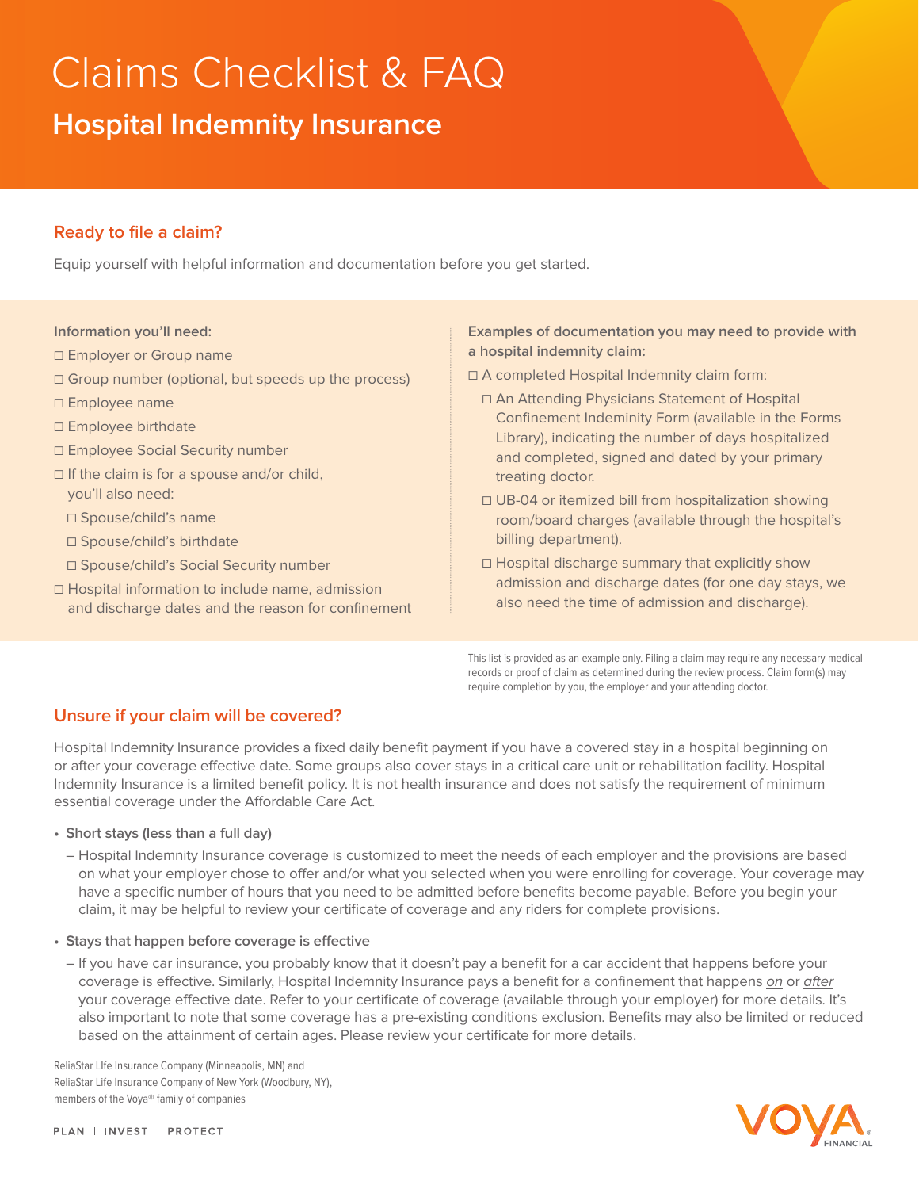# Claims Checklist & FAQ

## Hospital Indemnity Insurance

### Ready to file a claim?

Equip yourself with helpful information and documentation before you get started.

**Information you'll need:**

- ☐ Employer or Group name
- ☐ Group number (optional, but speeds up the process)
- ☐ Employee name
- ☐ Employee birthdate
- ☐ Employee Social Security number
- ☐ If the claim is for a spouse and/or child, you'll also need:
  - ☐ Spouse/child's name
  - ☐ Spouse/child's birthdate
  - ☐ Spouse/child's Social Security number
- ☐ Hospital information to include name, admission and discharge dates and the reason for confinement

**Examples of documentation you may need to provide with a hospital indemnity claim:**

- ☐ A completed Hospital Indemnity claim form:
  - ☐ An Attending Physicians Statement of Hospital Confinement Indeminity Form (available in the Forms Library), indicating the number of days hospitalized and completed, signed and dated by your primary treating doctor.
  - ☐ UB-04 or itemized bill from hospitalization showing room/board charges (available through the hospital's billing department).
  - ☐ Hospital discharge summary that explicitly show admission and discharge dates (for one day stays, we also need the time of admission and discharge).

This list is provided as an example only. Filing a claim may require any necessary medical records or proof of claim as determined during the review process. Claim form(s) may require completion by you, the employer and your attending doctor.

### Unsure if your claim will be covered?

Hospital Indemnity Insurance provides a fixed daily benefit payment if you have a covered stay in a hospital beginning on or after your coverage effective date. Some groups also cover stays in a critical care unit or rehabilitation facility. Hospital Indemnity Insurance is a limited benefit policy. It is not health insurance and does not satisfy the requirement of minimum essential coverage under the Affordable Care Act.

- **Short stays (less than a full day)**
  - Hospital Indemnity Insurance coverage is customized to meet the needs of each employer and the provisions are based on what your employer chose to offer and/or what you selected when you were enrolling for coverage. Your coverage may have a specific number of hours that you need to be admitted before benefits become payable. Before you begin your claim, it may be helpful to review your certificate of coverage and any riders for complete provisions.
- **Stays that happen before coverage is effective**
  - If you have car insurance, you probably know that it doesn't pay a benefit for a car accident that happens before your coverage is effective. Similarly, Hospital Indemnity Insurance pays a benefit for a confinement that happens *on* or *after* your coverage effective date. Refer to your certificate of coverage (available through your employer) for more details. It's also important to note that some coverage has a pre-existing conditions exclusion. Benefits may also be limited or reduced based on the attainment of certain ages. Please review your certificate for more details.

ReliaStar LIfe Insurance Company (Minneapolis, MN) and
ReliaStar Life Insurance Company of New York (Woodbury, NY),
members of the Voya® family of companies

PLAN | INVEST | PROTECT

VOYA FINANCIAL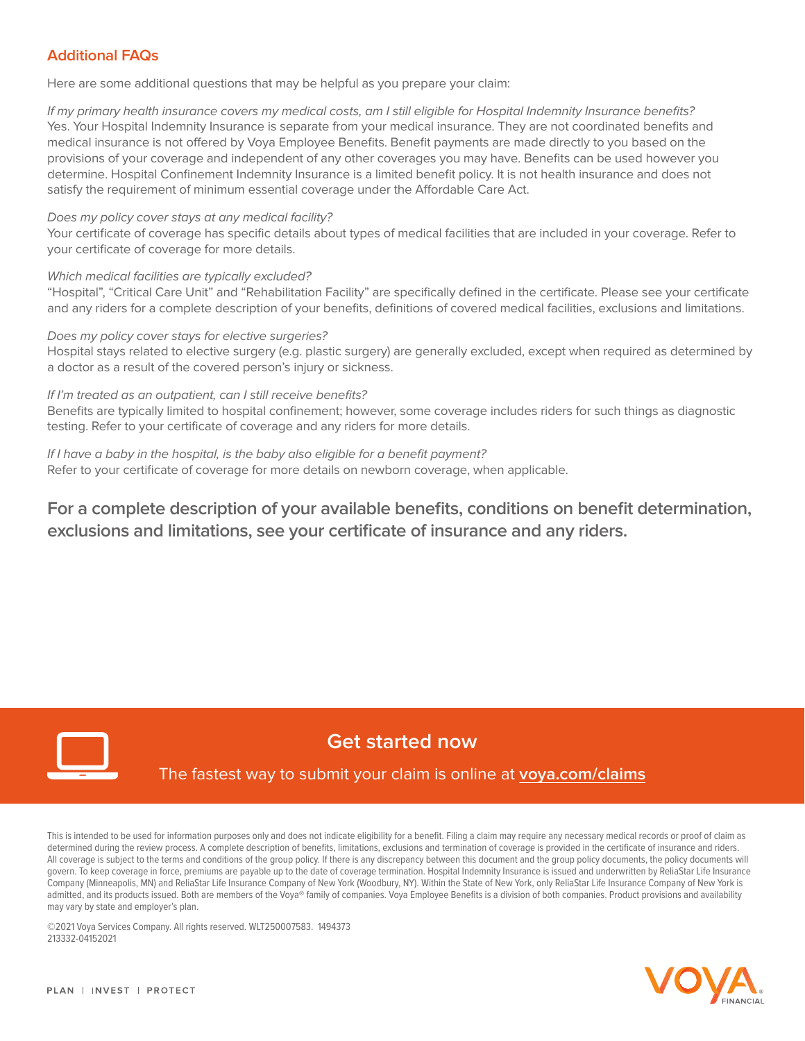## Additional FAQs

Here are some additional questions that may be helpful as you prepare your claim:

*If my primary health insurance covers my medical costs, am I still eligible for Hospital Indemnity Insurance benefits?*
Yes. Your Hospital Indemnity Insurance is separate from your medical insurance. They are not coordinated benefits and medical insurance is not offered by Voya Employee Benefits. Benefit payments are made directly to you based on the provisions of your coverage and independent of any other coverages you may have. Benefits can be used however you determine. Hospital Confinement Indemnity Insurance is a limited benefit policy. It is not health insurance and does not satisfy the requirement of minimum essential coverage under the Affordable Care Act.

*Does my policy cover stays at any medical facility?*
Your certificate of coverage has specific details about types of medical facilities that are included in your coverage. Refer to your certificate of coverage for more details.

*Which medical facilities are typically excluded?*
"Hospital", "Critical Care Unit" and "Rehabilitation Facility" are specifically defined in the certificate. Please see your certificate and any riders for a complete description of your benefits, definitions of covered medical facilities, exclusions and limitations.

*Does my policy cover stays for elective surgeries?*
Hospital stays related to elective surgery (e.g. plastic surgery) are generally excluded, except when required as determined by a doctor as a result of the covered person's injury or sickness.

*If I'm treated as an outpatient, can I still receive benefits?*
Benefits are typically limited to hospital confinement; however, some coverage includes riders for such things as diagnostic testing. Refer to your certificate of coverage and any riders for more details.

*If I have a baby in the hospital, is the baby also eligible for a benefit payment?*
Refer to your certificate of coverage for more details on newborn coverage, when applicable.

**For a complete description of your available benefits, conditions on benefit determination, exclusions and limitations, see your certificate of insurance and any riders.**

### Get started now

The fastest way to submit your claim is online at **voya.com/claims**

This is intended to be used for information purposes only and does not indicate eligibility for a benefit. Filing a claim may require any necessary medical records or proof of claim as determined during the review process. A complete description of benefits, limitations, exclusions and termination of coverage is provided in the certificate of insurance and riders. All coverage is subject to the terms and conditions of the group policy. If there is any discrepancy between this document and the group policy documents, the policy documents will govern. To keep coverage in force, premiums are payable up to the date of coverage termination. Hospital Indemnity Insurance is issued and underwritten by ReliaStar Life Insurance Company (Minneapolis, MN) and ReliaStar Life Insurance Company of New York (Woodbury, NY). Within the State of New York, only ReliaStar Life Insurance Company of New York is admitted, and its products issued. Both are members of the Voya® family of companies. Voya Employee Benefits is a division of both companies. Product provisions and availability may vary by state and employer's plan.

©2021 Voya Services Company. All rights reserved. WLT250007583. 1494373
213332-04152021

PLAN | INVEST | PROTECT

VOYA FINANCIAL